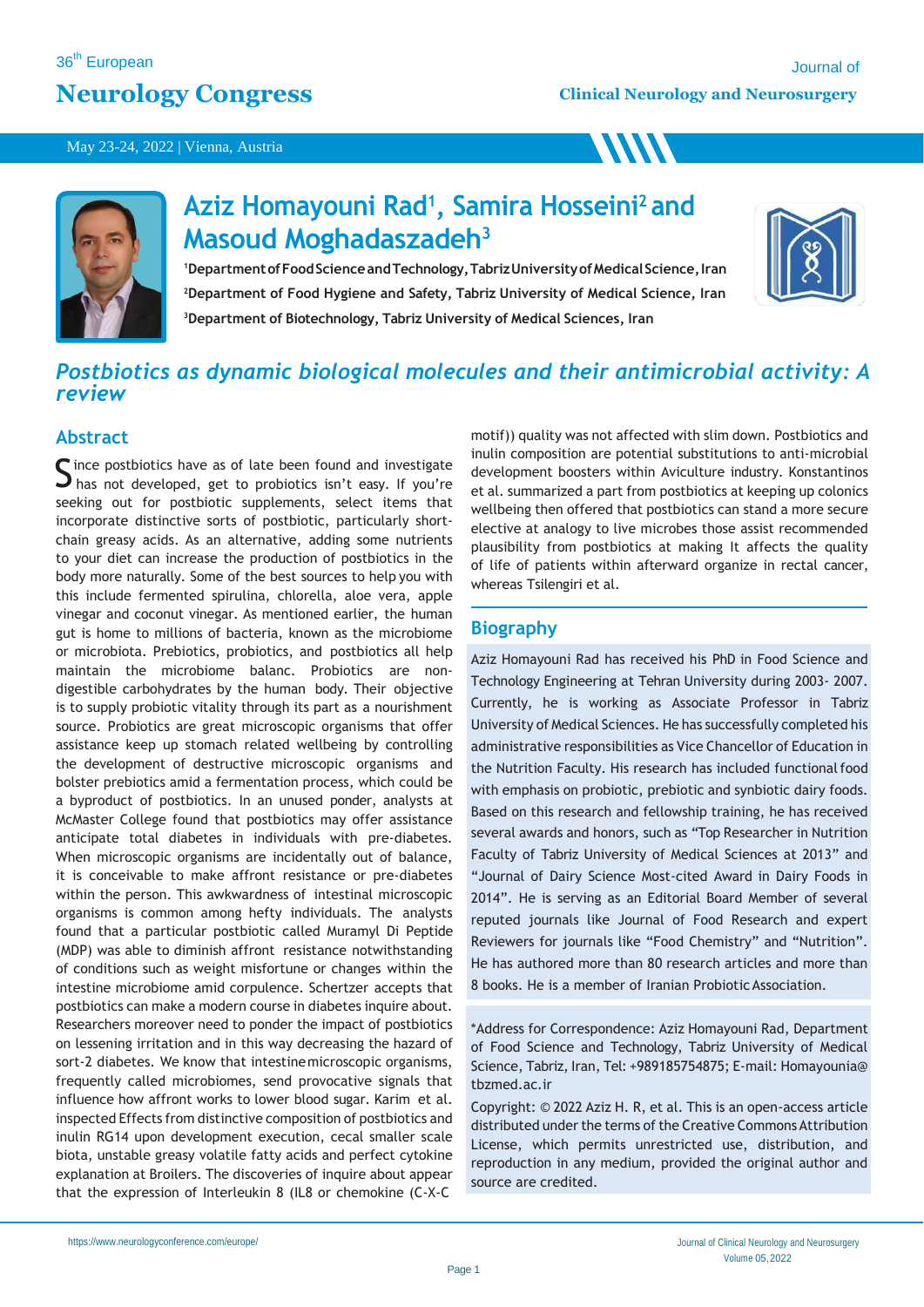36th European

# Neurology Congress

Journal of

**Clinical Neurology and Neurosurgery**

May 23-24, 2022 | Vienna, Austria

## Aziz Homayouni Rad[1], Samira Hosseini[2] and Masoud Moghadaszadeh[3]

[1]**Department of Food Science and Technology, Tabriz University of Medical Science, Iran**
[2]**Department of Food Hygiene and Safety, Tabriz University of Medical Science, Iran**
[3]**Department of Biotechnology, Tabriz University of Medical Sciences, Iran**

# *Postbiotics as dynamic biological molecules and their antimicrobial activity: A review*

## Abstract

Since postbiotics have as of late been found and investigate has not developed, get to probiotics isn't easy. If you're seeking out for postbiotic supplements, select items that incorporate distinctive sorts of postbiotic, particularly short-chain greasy acids. As an alternative, adding some nutrients to your diet can increase the production of postbiotics in the body more naturally. Some of the best sources to help you with this include fermented spirulina, chlorella, aloe vera, apple vinegar and coconut vinegar. As mentioned earlier, the human gut is home to millions of bacteria, known as the microbiome or microbiota. Prebiotics, probiotics, and postbiotics all help maintain the microbiome balanc. Probiotics are non-digestible carbohydrates by the human body. Their objective is to supply probiotic vitality through its part as a nourishment source. Probiotics are great microscopic organisms that offer assistance keep up stomach related wellbeing by controlling the development of destructive microscopic organisms and bolster prebiotics amid a fermentation process, which could be a byproduct of postbiotics. In an unused ponder, analysts at McMaster College found that postbiotics may offer assistance anticipate total diabetes in individuals with pre-diabetes. When microscopic organisms are incidentally out of balance, it is conceivable to make affront resistance or pre-diabetes within the person. This awkwardness of intestinal microscopic organisms is common among hefty individuals. The analysts found that a particular postbiotic called Muramyl Di Peptide (MDP) was able to diminish affront resistance notwithstanding of conditions such as weight misfortune or changes within the intestine microbiome amid corpulence. Schertzer accepts that postbiotics can make a modern course in diabetes inquire about. Researchers moreover need to ponder the impact of postbiotics on lessening irritation and in this way decreasing the hazard of sort-2 diabetes. We know that intestine microscopic organisms, frequently called microbiomes, send provocative signals that influence how affront works to lower blood sugar. Karim et al. inspected Effects from distinctive composition of postbiotics and inulin RG14 upon development execution, cecal smaller scale biota, unstable greasy volatile fatty acids and perfect cytokine explanation at Broilers. The discoveries of inquire about appear that the expression of Interleukin 8 (IL8 or chemokine (C-X-C motif)) quality was not affected with slim down. Postbiotics and inulin composition are potential substitutions to anti-microbial development boosters within Aviculture industry. Konstantinos et al. summarized a part from postbiotics at keeping up colonics wellbeing then offered that postbiotics can stand a more secure elective at analogy to live microbes those assist recommended plausibility from postbiotics at making It affects the quality of life of patients within afterward organize in rectal cancer, whereas Tsilengiri et al.

## Biography

Aziz Homayouni Rad has received his PhD in Food Science and Technology Engineering at Tehran University during 2003- 2007. Currently, he is working as Associate Professor in Tabriz University of Medical Sciences. He has successfully completed his administrative responsibilities as Vice Chancellor of Education in the Nutrition Faculty. His research has included functional food with emphasis on probiotic, prebiotic and synbiotic dairy foods. Based on this research and fellowship training, he has received several awards and honors, such as "Top Researcher in Nutrition Faculty of Tabriz University of Medical Sciences at 2013" and "Journal of Dairy Science Most-cited Award in Dairy Foods in 2014". He is serving as an Editorial Board Member of several reputed journals like Journal of Food Research and expert Reviewers for journals like "Food Chemistry" and "Nutrition". He has authored more than 80 research articles and more than 8 books. He is a member of Iranian Probiotic Association.

*Address for Correspondence: Aziz Homayouni Rad, Department of Food Science and Technology, Tabriz University of Medical Science, Tabriz, Iran, Tel: +989185754875; E-mail: Homayounia@tbzmed.ac.ir

Copyright: © 2022 Aziz H. R, et al. This is an open-access article distributed under the terms of the Creative Commons Attribution License, which permits unrestricted use, distribution, and reproduction in any medium, provided the original author and source are credited.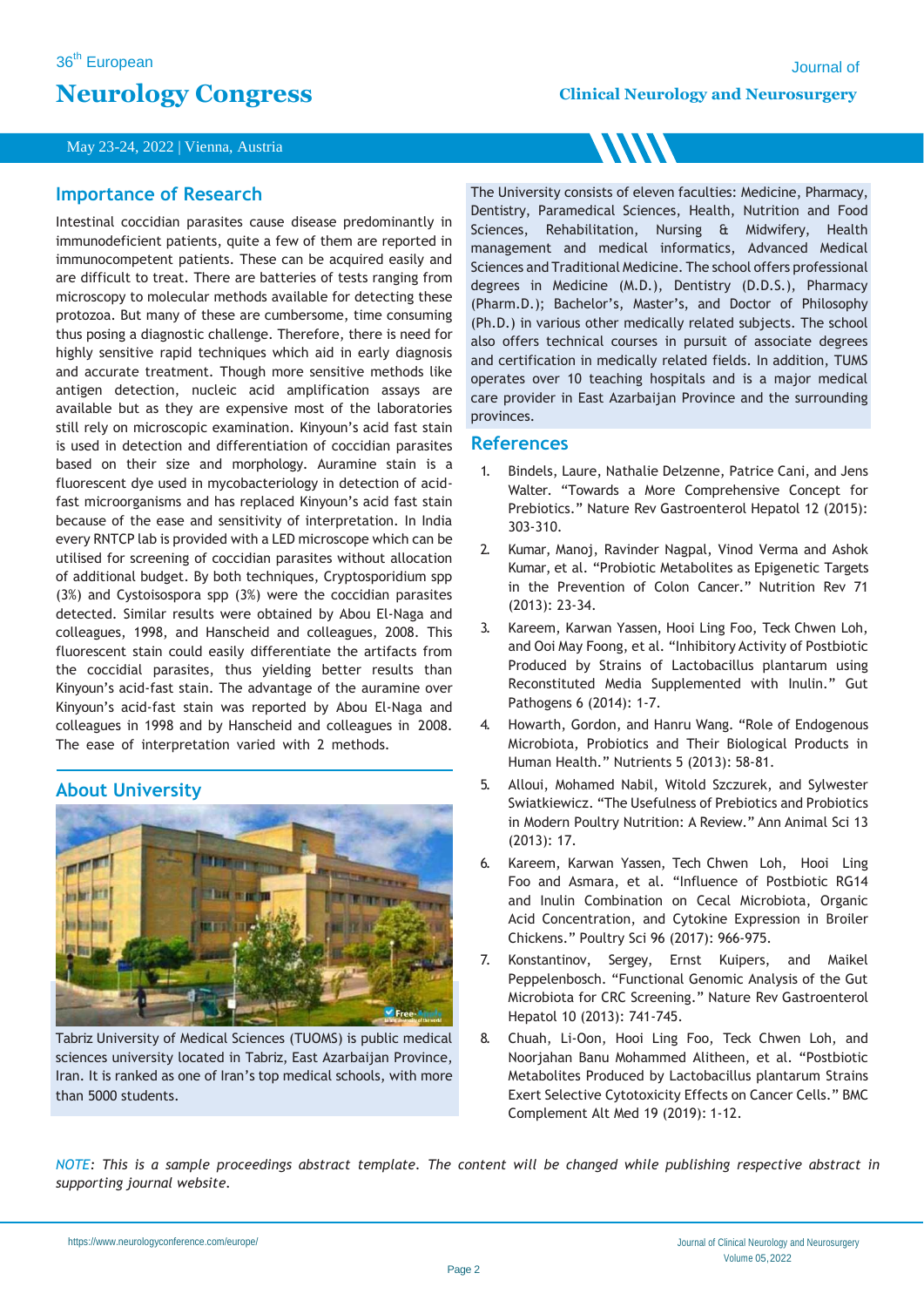## Importance of Research

Intestinal coccidian parasites cause disease predominantly in immunodeficient patients, quite a few of them are reported in immunocompetent patients. These can be acquired easily and are difficult to treat. There are batteries of tests ranging from microscopy to molecular methods available for detecting these protozoa. But many of these are cumbersome, time consuming thus posing a diagnostic challenge. Therefore, there is need for highly sensitive rapid techniques which aid in early diagnosis and accurate treatment. Though more sensitive methods like antigen detection, nucleic acid amplification assays are available but as they are expensive most of the laboratories still rely on microscopic examination. Kinyoun's acid fast stain is used in detection and differentiation of coccidian parasites based on their size and morphology. Auramine stain is a fluorescent dye used in mycobacteriology in detection of acid-fast microorganisms and has replaced Kinyoun's acid fast stain because of the ease and sensitivity of interpretation. In India every RNTCP lab is provided with a LED microscope which can be utilised for screening of coccidian parasites without allocation of additional budget. By both techniques, Cryptosporidium spp (3%) and Cystoisospora spp (3%) were the coccidian parasites detected. Similar results were obtained by Abou El-Naga and colleagues, 1998, and Hanscheid and colleagues, 2008. This fluorescent stain could easily differentiate the artifacts from the coccidial parasites, thus yielding better results than Kinyoun's acid-fast stain. The advantage of the auramine over Kinyoun's acid-fast stain was reported by Abou El-Naga and colleagues in 1998 and by Hanscheid and colleagues in 2008. The ease of interpretation varied with 2 methods.

## About University

Tabriz University of Medical Sciences (TUOMS) is public medical sciences university located in Tabriz, East Azarbaijan Province, Iran. It is ranked as one of Iran's top medical schools, with more than 5000 students.

The University consists of eleven faculties: Medicine, Pharmacy, Dentistry, Paramedical Sciences, Health, Nutrition and Food Sciences, Rehabilitation, Nursing & Midwifery, Health management and medical informatics, Advanced Medical Sciences and Traditional Medicine. The school offers professional degrees in Medicine (M.D.), Dentistry (D.D.S.), Pharmacy (Pharm.D.); Bachelor's, Master's, and Doctor of Philosophy (Ph.D.) in various other medically related subjects. The school also offers technical courses in pursuit of associate degrees and certification in medically related fields. In addition, TUMS operates over 10 teaching hospitals and is a major medical care provider in East Azarbaijan Province and the surrounding provinces.

## References

1. Bindels, Laure, Nathalie Delzenne, Patrice Cani, and Jens Walter. "Towards a More Comprehensive Concept for Prebiotics." Nature Rev Gastroenterol Hepatol 12 (2015): 303-310.
2. Kumar, Manoj, Ravinder Nagpal, Vinod Verma and Ashok Kumar, et al. "Probiotic Metabolites as Epigenetic Targets in the Prevention of Colon Cancer." Nutrition Rev 71 (2013): 23-34.
3. Kareem, Karwan Yassen, Hooi Ling Foo, Teck Chwen Loh, and Ooi May Foong, et al. "Inhibitory Activity of Postbiotic Produced by Strains of Lactobacillus plantarum using Reconstituted Media Supplemented with Inulin." Gut Pathogens 6 (2014): 1-7.
4. Howarth, Gordon, and Hanru Wang. "Role of Endogenous Microbiota, Probiotics and Their Biological Products in Human Health." Nutrients 5 (2013): 58-81.
5. Alloui, Mohamed Nabil, Witold Szczurek, and Sylwester Swiatkiewicz. "The Usefulness of Prebiotics and Probiotics in Modern Poultry Nutrition: A Review." Ann Animal Sci 13 (2013): 17.
6. Kareem, Karwan Yassen, Tech Chwen Loh, Hooi Ling Foo and Asmara, et al. "Influence of Postbiotic RG14 and Inulin Combination on Cecal Microbiota, Organic Acid Concentration, and Cytokine Expression in Broiler Chickens." Poultry Sci 96 (2017): 966-975.
7. Konstantinov, Sergey, Ernst Kuipers, and Maikel Peppelenbosch. "Functional Genomic Analysis of the Gut Microbiota for CRC Screening." Nature Rev Gastroenterol Hepatol 10 (2013): 741-745.
8. Chuah, Li-Oon, Hooi Ling Foo, Teck Chwen Loh, and Noorjahan Banu Mohammed Alitheen, et al. "Postbiotic Metabolites Produced by Lactobacillus plantarum Strains Exert Selective Cytotoxicity Effects on Cancer Cells." BMC Complement Alt Med 19 (2019): 1-12.

*NOTE: This is a sample proceedings abstract template. The content will be changed while publishing respective abstract in supporting journal website.*